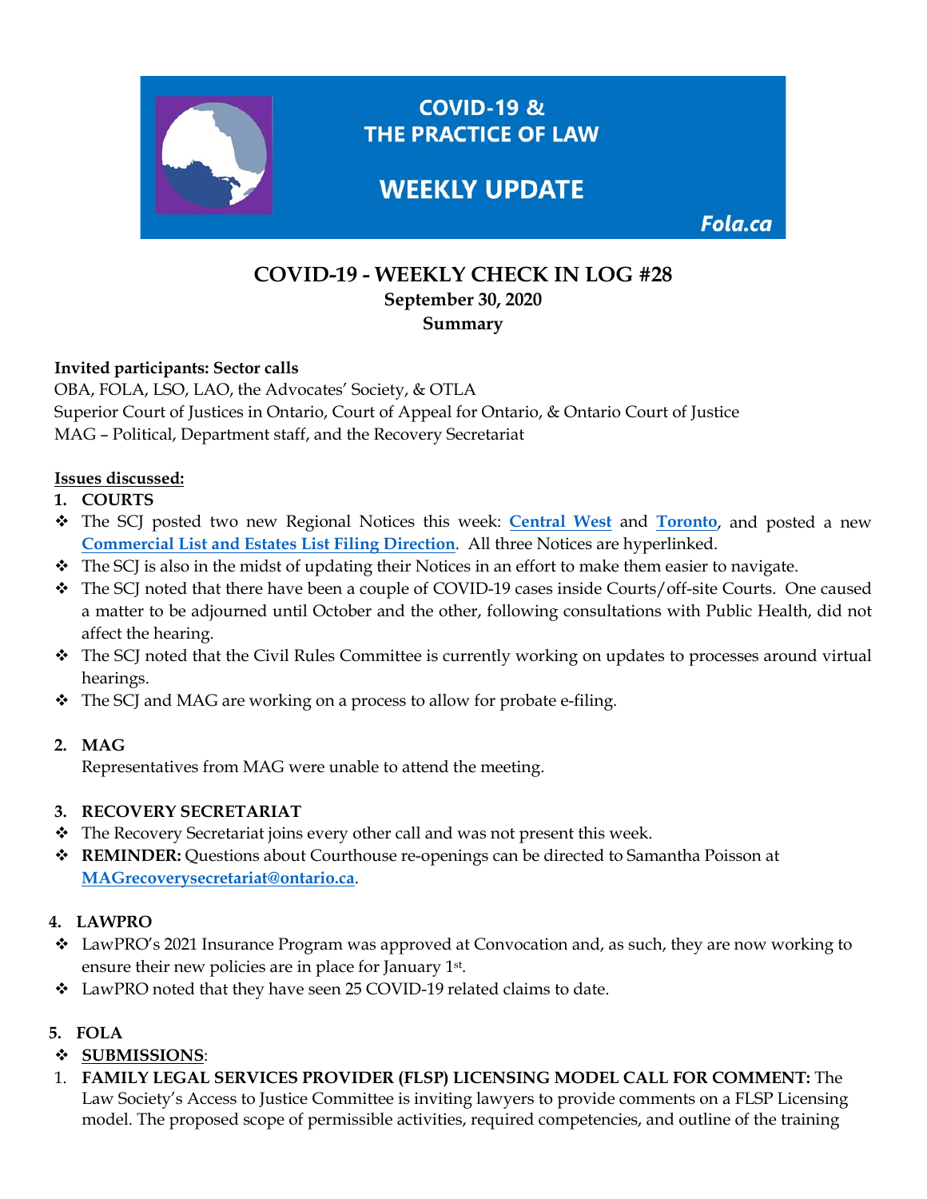COVID-19 & THE PRACTICE OF LAW

WEEKLY UPDATE

Fola.ca

# COVID-19 - WEEKLY CHECK IN LOG #28

**September 30, 2020**

**Summary**

**Invited participants: Sector calls**

OBA, FOLA, LSO, LAO, the Advocates' Society, & OTLA
Superior Court of Justices in Ontario, Court of Appeal for Ontario, & Ontario Court of Justice
MAG – Political, Department staff, and the Recovery Secretariat

**Issues discussed:**

1. **COURTS**

- The SCJ posted two new Regional Notices this week: **Central West** and **Toronto**, and posted a new **Commercial List and Estates List Filing Direction**. All three Notices are hyperlinked.
- The SCJ is also in the midst of updating their Notices in an effort to make them easier to navigate.
- The SCJ noted that there have been a couple of COVID-19 cases inside Courts/off-site Courts. One caused a matter to be adjourned until October and the other, following consultations with Public Health, did not affect the hearing.
- The SCJ noted that the Civil Rules Committee is currently working on updates to processes around virtual hearings.
- The SCJ and MAG are working on a process to allow for probate e-filing.

2. **MAG**

Representatives from MAG were unable to attend the meeting.

3. **RECOVERY SECRETARIAT**

- The Recovery Secretariat joins every other call and was not present this week.
- **REMINDER:** Questions about Courthouse re-openings can be directed to Samantha Poisson at **MAGrecoverysecretariat@ontario.ca**.

4. **LAWPRO**

- LawPRO's 2021 Insurance Program was approved at Convocation and, as such, they are now working to ensure their new policies are in place for January 1st.
- LawPRO noted that they have seen 25 COVID-19 related claims to date.

5. **FOLA**

- **SUBMISSIONS**:

1. **FAMILY LEGAL SERVICES PROVIDER (FLSP) LICENSING MODEL CALL FOR COMMENT:** The Law Society's Access to Justice Committee is inviting lawyers to provide comments on a FLSP Licensing model. The proposed scope of permissible activities, required competencies, and outline of the training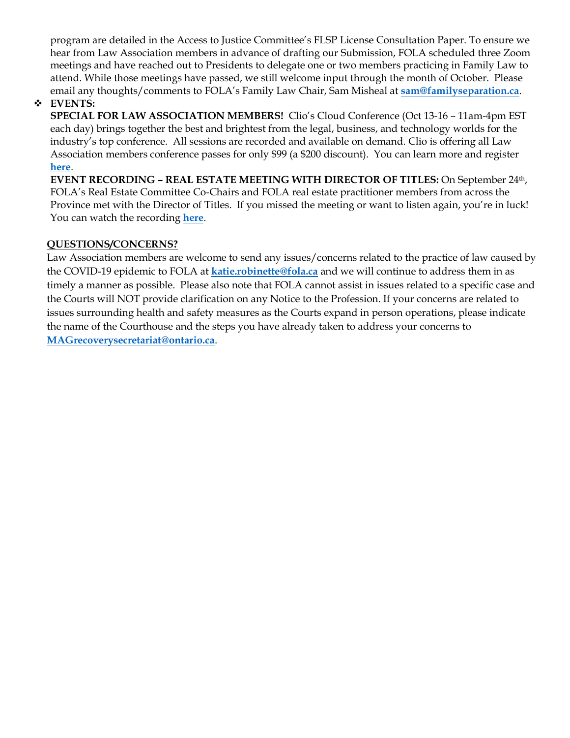program are detailed in the Access to Justice Committee's FLSP License Consultation Paper. To ensure we hear from Law Association members in advance of drafting our Submission, FOLA scheduled three Zoom meetings and have reached out to Presidents to delegate one or two members practicing in Family Law to attend. While those meetings have passed, we still welcome input through the month of October. Please email any thoughts/comments to FOLA's Family Law Chair, Sam Misheal at **sam@familyseparation.ca**.

- **EVENTS:**

  **SPECIAL FOR LAW ASSOCIATION MEMBERS!** Clio's Cloud Conference (Oct 13-16 – 11am-4pm EST each day) brings together the best and brightest from the legal, business, and technology worlds for the industry's top conference. All sessions are recorded and available on demand. Clio is offering all Law Association members conference passes for only $99 (a $200 discount). You can learn more and register **here**.

  **EVENT RECORDING – REAL ESTATE MEETING WITH DIRECTOR OF TITLES:** On September 24th, FOLA's Real Estate Committee Co-Chairs and FOLA real estate practitioner members from across the Province met with the Director of Titles. If you missed the meeting or want to listen again, you're in luck! You can watch the recording **here**.

**QUESTIONS/CONCERNS?**

Law Association members are welcome to send any issues/concerns related to the practice of law caused by the COVID-19 epidemic to FOLA at **katie.robinette@fola.ca** and we will continue to address them in as timely a manner as possible. Please also note that FOLA cannot assist in issues related to a specific case and the Courts will NOT provide clarification on any Notice to the Profession. If your concerns are related to issues surrounding health and safety measures as the Courts expand in person operations, please indicate the name of the Courthouse and the steps you have already taken to address your concerns to **MAGrecoverysecretariat@ontario.ca**.